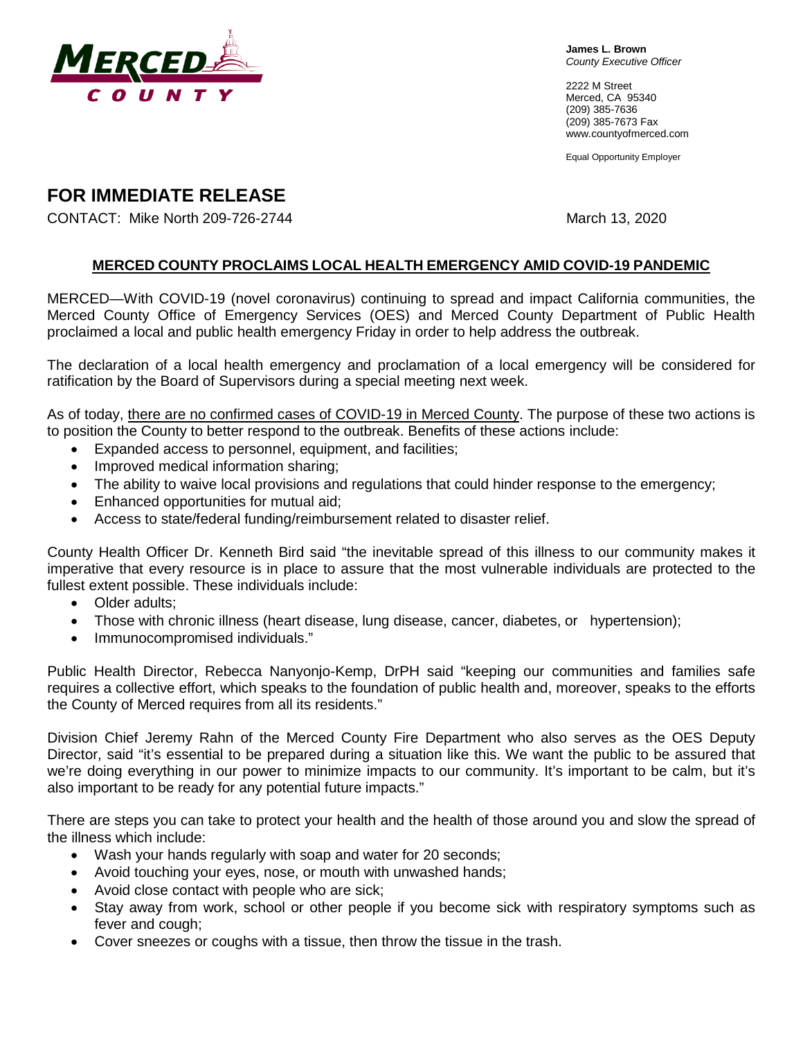**MERCED COUNTY**

**James L. Brown**
*County Executive Officer*

2222 M Street
Merced, CA 95340
(209) 385-7636
(209) 385-7673 Fax
www.countyofmerced.com

Equal Opportunity Employer

# FOR IMMEDIATE RELEASE

CONTACT: Mike North 209-726-2744

March 13, 2020

## MERCED COUNTY PROCLAIMS LOCAL HEALTH EMERGENCY AMID COVID-19 PANDEMIC

MERCED—With COVID-19 (novel coronavirus) continuing to spread and impact California communities, the Merced County Office of Emergency Services (OES) and Merced County Department of Public Health proclaimed a local and public health emergency Friday in order to help address the outbreak.

The declaration of a local health emergency and proclamation of a local emergency will be considered for ratification by the Board of Supervisors during a special meeting next week.

As of today, there are no confirmed cases of COVID-19 in Merced County. The purpose of these two actions is to position the County to better respond to the outbreak. Benefits of these actions include:

- Expanded access to personnel, equipment, and facilities;
- Improved medical information sharing;
- The ability to waive local provisions and regulations that could hinder response to the emergency;
- Enhanced opportunities for mutual aid;
- Access to state/federal funding/reimbursement related to disaster relief.

County Health Officer Dr. Kenneth Bird said "the inevitable spread of this illness to our community makes it imperative that every resource is in place to assure that the most vulnerable individuals are protected to the fullest extent possible. These individuals include:

- Older adults;
- Those with chronic illness (heart disease, lung disease, cancer, diabetes, or hypertension);
- Immunocompromised individuals."

Public Health Director, Rebecca Nanyonjo-Kemp, DrPH said "keeping our communities and families safe requires a collective effort, which speaks to the foundation of public health and, moreover, speaks to the efforts the County of Merced requires from all its residents."

Division Chief Jeremy Rahn of the Merced County Fire Department who also serves as the OES Deputy Director, said "it's essential to be prepared during a situation like this. We want the public to be assured that we're doing everything in our power to minimize impacts to our community. It's important to be calm, but it's also important to be ready for any potential future impacts."

There are steps you can take to protect your health and the health of those around you and slow the spread of the illness which include:

- Wash your hands regularly with soap and water for 20 seconds;
- Avoid touching your eyes, nose, or mouth with unwashed hands;
- Avoid close contact with people who are sick;
- Stay away from work, school or other people if you become sick with respiratory symptoms such as fever and cough;
- Cover sneezes or coughs with a tissue, then throw the tissue in the trash.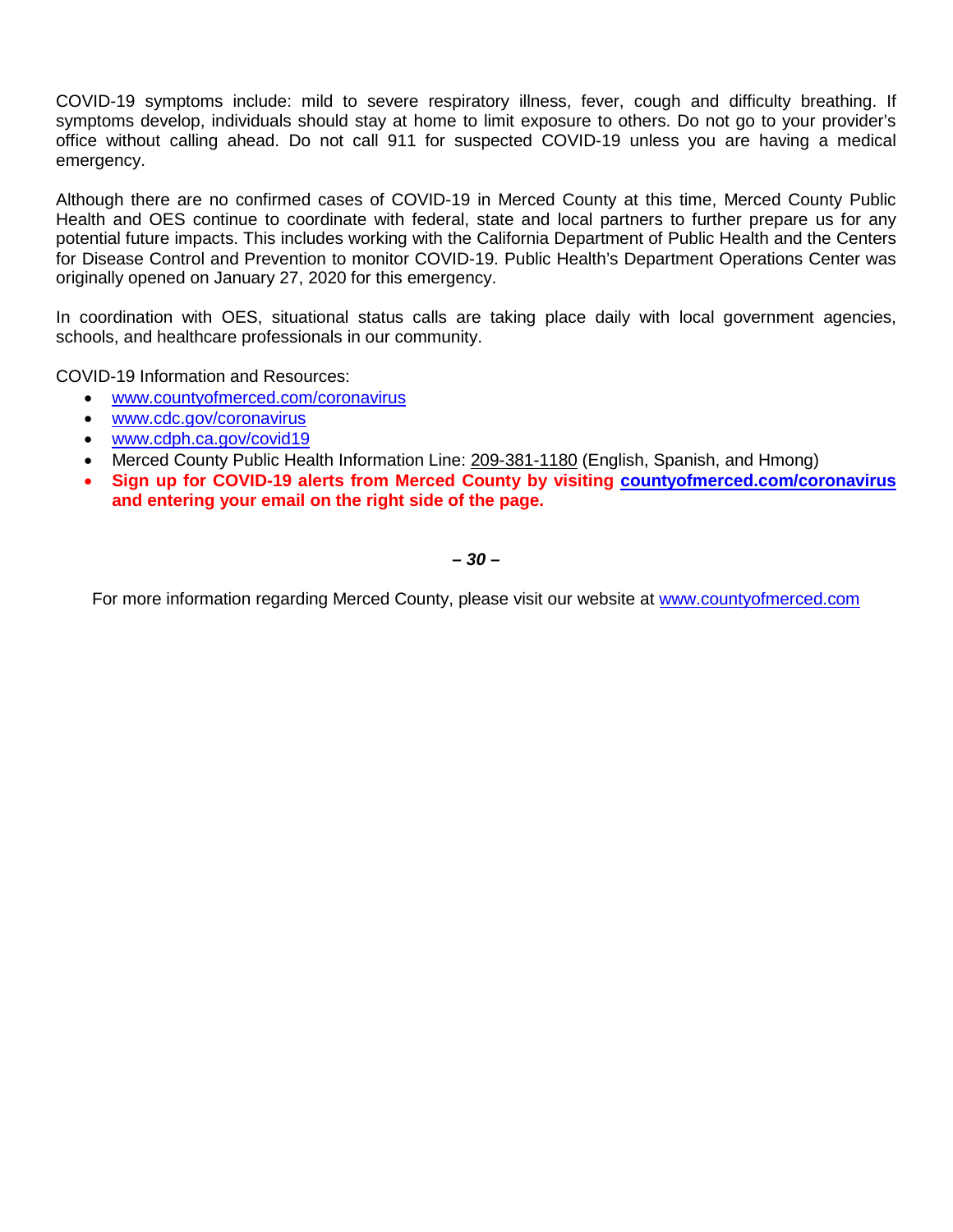COVID-19 symptoms include: mild to severe respiratory illness, fever, cough and difficulty breathing. If symptoms develop, individuals should stay at home to limit exposure to others. Do not go to your provider's office without calling ahead. Do not call 911 for suspected COVID-19 unless you are having a medical emergency.

Although there are no confirmed cases of COVID-19 in Merced County at this time, Merced County Public Health and OES continue to coordinate with federal, state and local partners to further prepare us for any potential future impacts. This includes working with the California Department of Public Health and the Centers for Disease Control and Prevention to monitor COVID-19. Public Health's Department Operations Center was originally opened on January 27, 2020 for this emergency.

In coordination with OES, situational status calls are taking place daily with local government agencies, schools, and healthcare professionals in our community.

COVID-19 Information and Resources:

- www.countyofmerced.com/coronavirus
- www.cdc.gov/coronavirus
- www.cdph.ca.gov/covid19
- Merced County Public Health Information Line: 209-381-1180 (English, Spanish, and Hmong)
- **Sign up for COVID-19 alerts from Merced County by visiting countyofmerced.com/coronavirus and entering your email on the right side of the page.**

***– 30 –***

For more information regarding Merced County, please visit our website at www.countyofmerced.com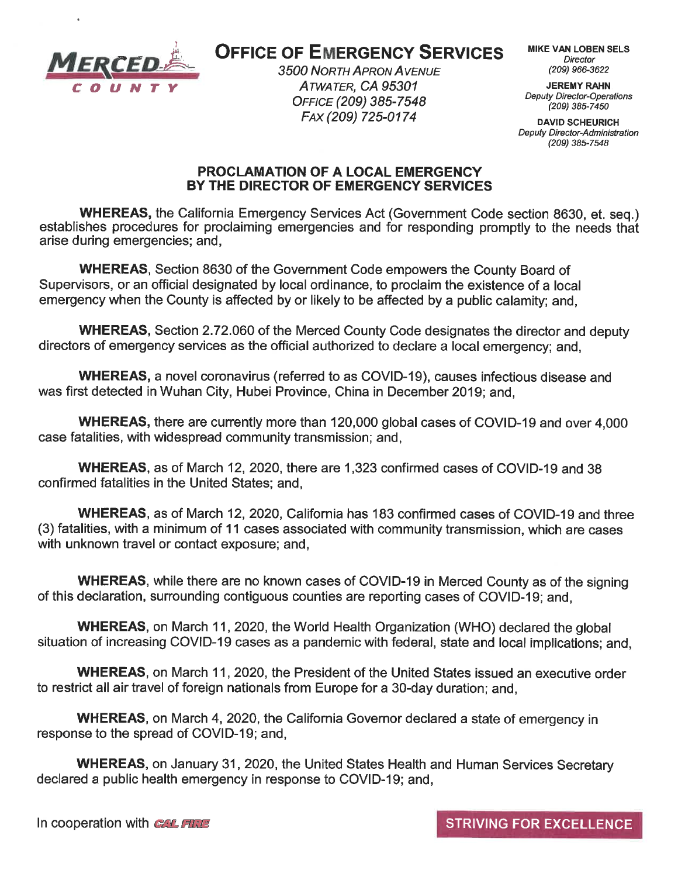**OFFICE OF EMERGENCY SERVICES**

3500 NORTH APRON AVENUE
ATWATER, CA 95301
OFFICE (209) 385-7548
FAX (209) 725-0174

**MIKE VAN LOBEN SELS**
*Director*
(209) 966-3622

**JEREMY RAHN**
*Deputy Director-Operations*
(209) 385-7450

**DAVID SCHEURICH**
*Deputy Director-Administration*
(209) 385-7548

## PROCLAMATION OF A LOCAL EMERGENCY BY THE DIRECTOR OF EMERGENCY SERVICES

**WHEREAS,** the California Emergency Services Act (Government Code section 8630, et. seq.) establishes procedures for proclaiming emergencies and for responding promptly to the needs that arise during emergencies; and,

**WHEREAS**, Section 8630 of the Government Code empowers the County Board of Supervisors, or an official designated by local ordinance, to proclaim the existence of a local emergency when the County is affected by or likely to be affected by a public calamity; and,

**WHEREAS,** Section 2.72.060 of the Merced County Code designates the director and deputy directors of emergency services as the official authorized to declare a local emergency; and,

**WHEREAS,** a novel coronavirus (referred to as COVID-19), causes infectious disease and was first detected in Wuhan City, Hubei Province, China in December 2019; and,

**WHEREAS,** there are currently more than 120,000 global cases of COVID-19 and over 4,000 case fatalities, with widespread community transmission; and,

**WHEREAS,** as of March 12, 2020, there are 1,323 confirmed cases of COVID-19 and 38 confirmed fatalities in the United States; and,

**WHEREAS**, as of March 12, 2020, California has 183 confirmed cases of COVID-19 and three (3) fatalities, with a minimum of 11 cases associated with community transmission, which are cases with unknown travel or contact exposure; and,

**WHEREAS**, while there are no known cases of COVID-19 in Merced County as of the signing of this declaration, surrounding contiguous counties are reporting cases of COVID-19; and,

**WHEREAS**, on March 11, 2020, the World Health Organization (WHO) declared the global situation of increasing COVID-19 cases as a pandemic with federal, state and local implications; and,

**WHEREAS**, on March 11, 2020, the President of the United States issued an executive order to restrict all air travel of foreign nationals from Europe for a 30-day duration; and,

**WHEREAS**, on March 4, 2020, the California Governor declared a state of emergency in response to the spread of COVID-19; and,

**WHEREAS**, on January 31, 2020, the United States Health and Human Services Secretary declared a public health emergency in response to COVID-19; and,

In cooperation with CAL FIRE

**STRIVING FOR EXCELLENCE**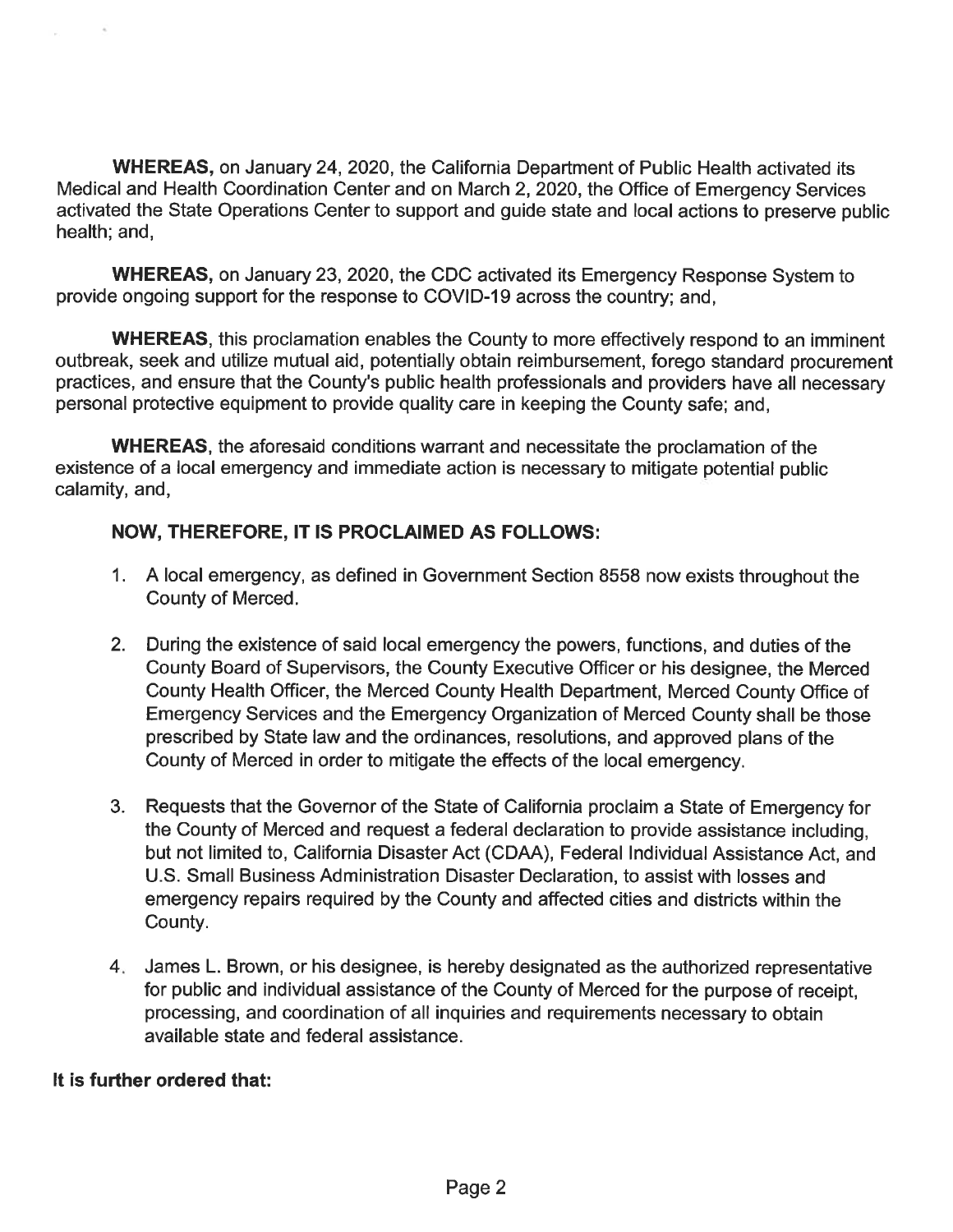**WHEREAS,** on January 24, 2020, the California Department of Public Health activated its Medical and Health Coordination Center and on March 2, 2020, the Office of Emergency Services activated the State Operations Center to support and guide state and local actions to preserve public health; and,

**WHEREAS,** on January 23, 2020, the CDC activated its Emergency Response System to provide ongoing support for the response to COVID-19 across the country; and,

**WHEREAS**, this proclamation enables the County to more effectively respond to an imminent outbreak, seek and utilize mutual aid, potentially obtain reimbursement, forego standard procurement practices, and ensure that the County's public health professionals and providers have all necessary personal protective equipment to provide quality care in keeping the County safe; and,

**WHEREAS**, the aforesaid conditions warrant and necessitate the proclamation of the existence of a local emergency and immediate action is necessary to mitigate potential public calamity, and,

**NOW, THEREFORE, IT IS PROCLAIMED AS FOLLOWS:**

1. A local emergency, as defined in Government Section 8558 now exists throughout the County of Merced.

2. During the existence of said local emergency the powers, functions, and duties of the County Board of Supervisors, the County Executive Officer or his designee, the Merced County Health Officer, the Merced County Health Department, Merced County Office of Emergency Services and the Emergency Organization of Merced County shall be those prescribed by State law and the ordinances, resolutions, and approved plans of the County of Merced in order to mitigate the effects of the local emergency.

3. Requests that the Governor of the State of California proclaim a State of Emergency for the County of Merced and request a federal declaration to provide assistance including, but not limited to, California Disaster Act (CDAA), Federal Individual Assistance Act, and U.S. Small Business Administration Disaster Declaration, to assist with losses and emergency repairs required by the County and affected cities and districts within the County.

4. James L. Brown, or his designee, is hereby designated as the authorized representative for public and individual assistance of the County of Merced for the purpose of receipt, processing, and coordination of all inquiries and requirements necessary to obtain available state and federal assistance.

**It is further ordered that:**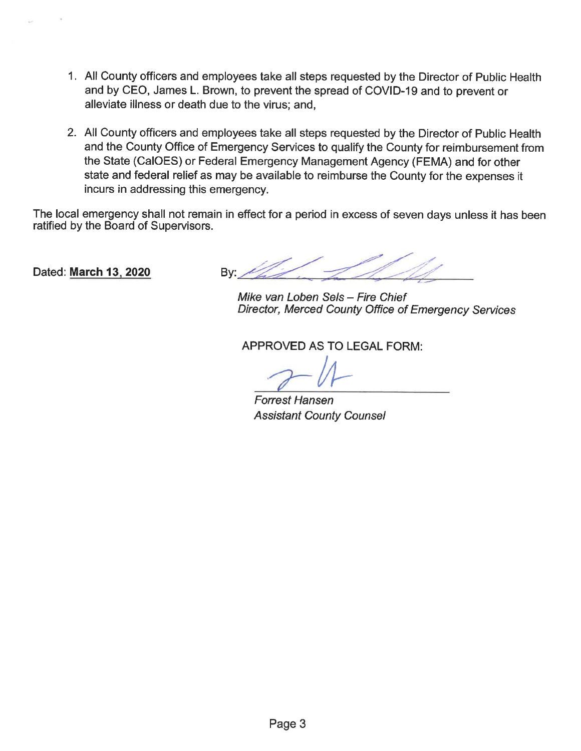1. All County officers and employees take all steps requested by the Director of Public Health and by CEO, James L. Brown, to prevent the spread of COVID-19 and to prevent or alleviate illness or death due to the virus; and,

2. All County officers and employees take all steps requested by the Director of Public Health and the County Office of Emergency Services to qualify the County for reimbursement from the State (CalOES) or Federal Emergency Management Agency (FEMA) and for other state and federal relief as may be available to reimburse the County for the expenses it incurs in addressing this emergency.

The local emergency shall not remain in effect for a period in excess of seven days unless it has been ratified by the Board of Supervisors.

Dated: **March 13, 2020**

By: ______________________________

*Mike van Loben Sels – Fire Chief*
*Director, Merced County Office of Emergency Services*

APPROVED AS TO LEGAL FORM:

______________________________

*Forrest Hansen*
*Assistant County Counsel*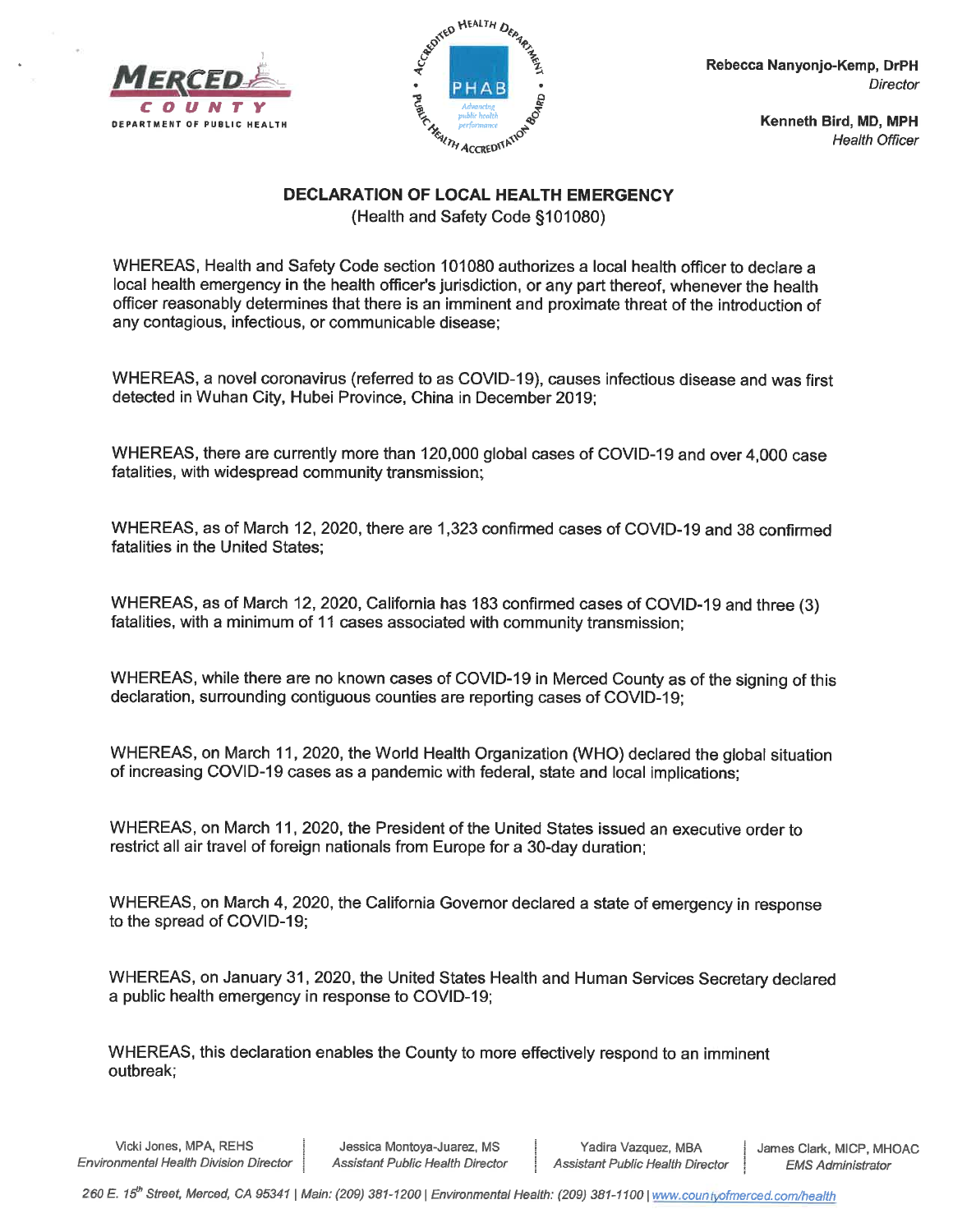MERCED COUNTY
DEPARTMENT OF PUBLIC HEALTH

Rebecca Nanyonjo-Kemp, DrPH
*Director*

Kenneth Bird, MD, MPH
*Health Officer*

## DECLARATION OF LOCAL HEALTH EMERGENCY

(Health and Safety Code §101080)

WHEREAS, Health and Safety Code section 101080 authorizes a local health officer to declare a local health emergency in the health officer's jurisdiction, or any part thereof, whenever the health officer reasonably determines that there is an imminent and proximate threat of the introduction of any contagious, infectious, or communicable disease;

WHEREAS, a novel coronavirus (referred to as COVID-19), causes infectious disease and was first detected in Wuhan City, Hubei Province, China in December 2019;

WHEREAS, there are currently more than 120,000 global cases of COVID-19 and over 4,000 case fatalities, with widespread community transmission;

WHEREAS, as of March 12, 2020, there are 1,323 confirmed cases of COVID-19 and 38 confirmed fatalities in the United States;

WHEREAS, as of March 12, 2020, California has 183 confirmed cases of COVID-19 and three (3) fatalities, with a minimum of 11 cases associated with community transmission;

WHEREAS, while there are no known cases of COVID-19 in Merced County as of the signing of this declaration, surrounding contiguous counties are reporting cases of COVID-19;

WHEREAS, on March 11, 2020, the World Health Organization (WHO) declared the global situation of increasing COVID-19 cases as a pandemic with federal, state and local implications;

WHEREAS, on March 11, 2020, the President of the United States issued an executive order to restrict all air travel of foreign nationals from Europe for a 30-day duration;

WHEREAS, on March 4, 2020, the California Governor declared a state of emergency in response to the spread of COVID-19;

WHEREAS, on January 31, 2020, the United States Health and Human Services Secretary declared a public health emergency in response to COVID-19;

WHEREAS, this declaration enables the County to more effectively respond to an imminent outbreak;

Vicki Jones, MPA, REHS, *Environmental Health Division Director* | Jessica Montoya-Juarez, MS, *Assistant Public Health Director* | Yadira Vazquez, MBA, *Assistant Public Health Director* | James Clark, MICP, MHOAC, *EMS Administrator*

*260 E. 15th Street, Merced, CA 95341 | Main: (209) 381-1200 | Environmental Health: (209) 381-1100 | www.countyofmerced.com/health*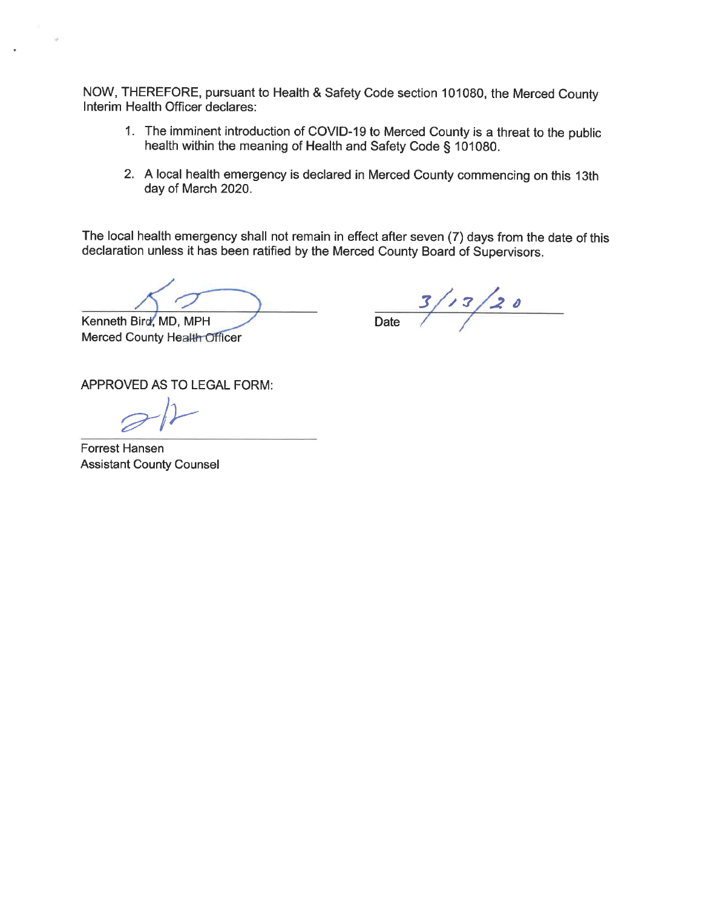NOW, THEREFORE, pursuant to Health & Safety Code section 101080, the Merced County Interim Health Officer declares:

1. The imminent introduction of COVID-19 to Merced County is a threat to the public health within the meaning of Health and Safety Code § 101080.

2. A local health emergency is declared in Merced County commencing on this 13th day of March 2020.

The local health emergency shall not remain in effect after seven (7) days from the date of this declaration unless it has been ratified by the Merced County Board of Supervisors.

Kenneth Bird, MD, MPH
Merced County Health Officer

Date: 3/13/20

APPROVED AS TO LEGAL FORM:

Forrest Hansen
Assistant County Counsel